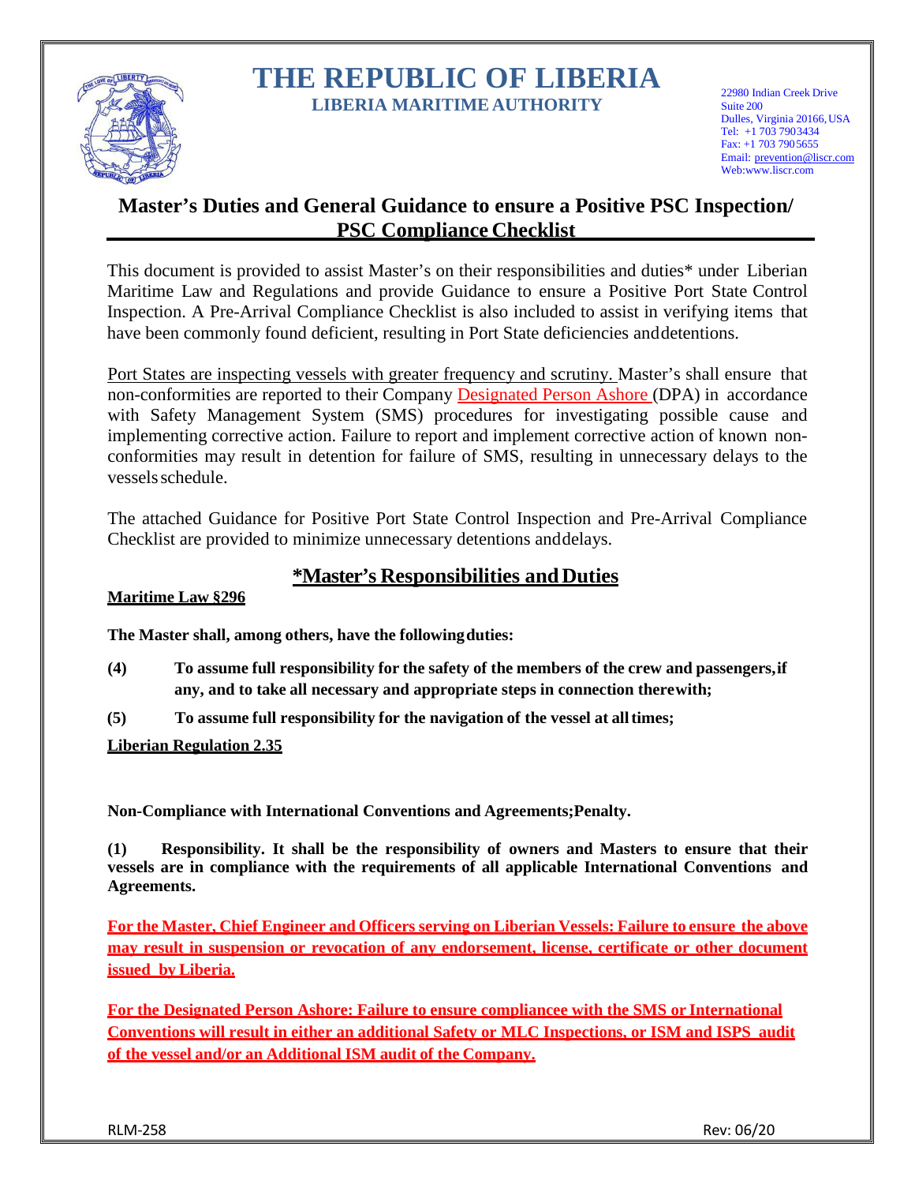# THE REPUBLIC OF LIBERIA

**LIBERIA MARITIME AUTHORITY**

22980 Indian Creek Drive
Suite 200
Dulles, Virginia 20166, USA
Tel: +1 703 7903434
Fax: +1 703 7905655
Email: prevention@liscr.com
Web:www.liscr.com

## Master's Duties and General Guidance to ensure a Positive PSC Inspection/ PSC Compliance Checklist

This document is provided to assist Master's on their responsibilities and duties* under Liberian Maritime Law and Regulations and provide Guidance to ensure a Positive Port State Control Inspection. A Pre-Arrival Compliance Checklist is also included to assist in verifying items that have been commonly found deficient, resulting in Port State deficiencies and detentions.

Port States are inspecting vessels with greater frequency and scrutiny. Master's shall ensure that non-conformities are reported to their Company Designated Person Ashore (DPA) in accordance with Safety Management System (SMS) procedures for investigating possible cause and implementing corrective action. Failure to report and implement corrective action of known non-conformities may result in detention for failure of SMS, resulting in unnecessary delays to the vessels schedule.

The attached Guidance for Positive Port State Control Inspection and Pre-Arrival Compliance Checklist are provided to minimize unnecessary detentions and delays.

## *Master's Responsibilities and Duties

**Maritime Law §296**

**The Master shall, among others, have the following duties:**

**(4) To assume full responsibility for the safety of the members of the crew and passengers, if any, and to take all necessary and appropriate steps in connection therewith;**

**(5) To assume full responsibility for the navigation of the vessel at all times;**

**Liberian Regulation 2.35**

**Non-Compliance with International Conventions and Agreements; Penalty.**

**(1) Responsibility. It shall be the responsibility of owners and Masters to ensure that their vessels are in compliance with the requirements of all applicable International Conventions and Agreements.**

**For the Master, Chief Engineer and Officers serving on Liberian Vessels: Failure to ensure the above may result in suspension or revocation of any endorsement, license, certificate or other document issued by Liberia.**

**For the Designated Person Ashore: Failure to ensure compliancee with the SMS or International Conventions will result in either an additional Safety or MLC Inspections, or ISM and ISPS audit of the vessel and/or an Additional ISM audit of the Company.**

RLM-258 Rev: 06/20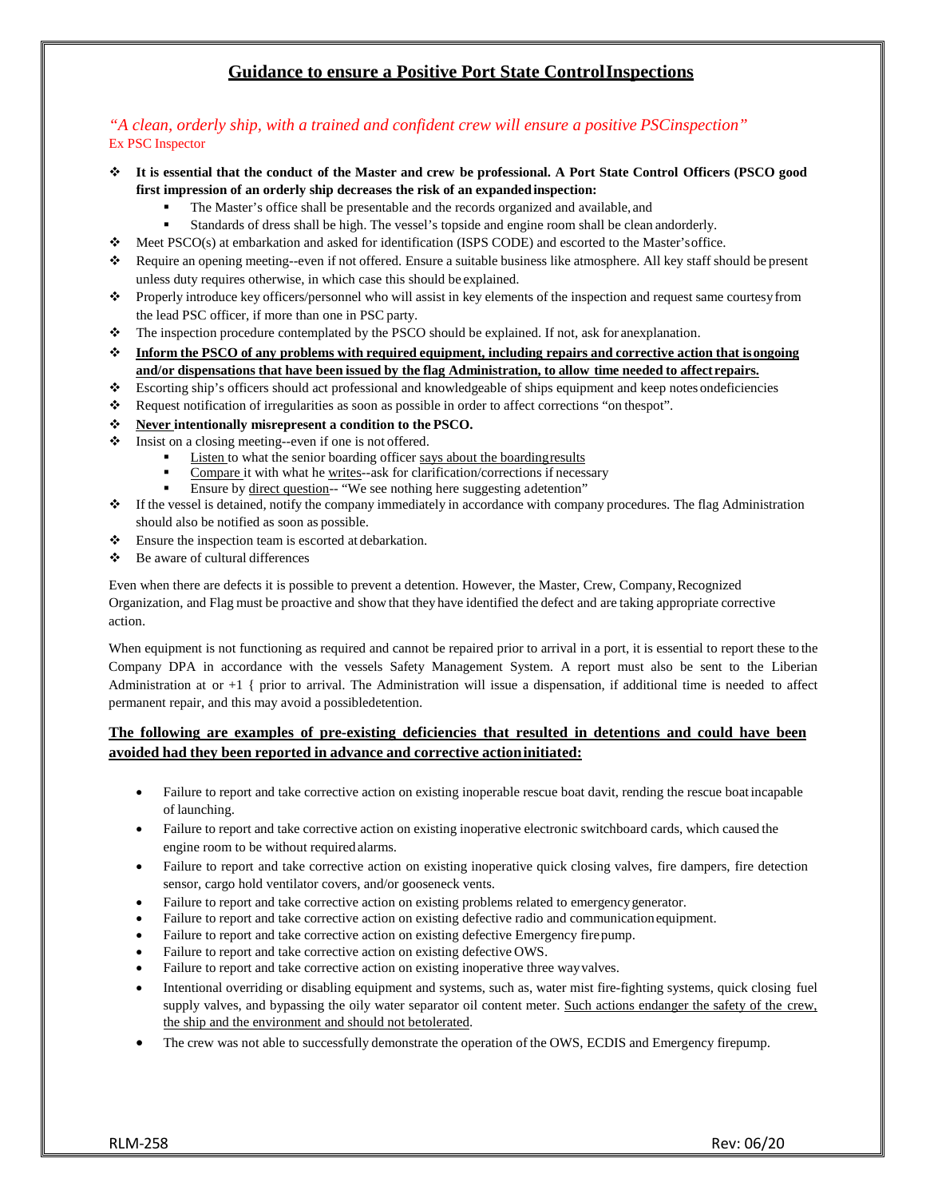## Guidance to ensure a Positive Port State Control Inspections

*"A clean, orderly ship, with a trained and confident crew will ensure a positive PSC inspection"*
Ex PSC Inspector

- **It is essential that the conduct of the Master and crew be professional. A Port State Control Officers (PSCO good first impression of an orderly ship decreases the risk of an expanded inspection:**
  - The Master's office shall be presentable and the records organized and available, and
  - Standards of dress shall be high. The vessel's topside and engine room shall be clean and orderly.
- Meet PSCO(s) at embarkation and asked for identification (ISPS CODE) and escorted to the Master's office.
- Require an opening meeting--even if not offered. Ensure a suitable business like atmosphere. All key staff should be present unless duty requires otherwise, in which case this should be explained.
- Properly introduce key officers/personnel who will assist in key elements of the inspection and request same courtesy from the lead PSC officer, if more than one in PSC party.
- The inspection procedure contemplated by the PSCO should be explained. If not, ask for an explanation.
- **<u>Inform the PSCO of any problems with required equipment, including repairs and corrective action that is ongoing and/or dispensations that have been issued by the flag Administration, to allow time needed to affect repairs.</u>**
- Escorting ship's officers should act professional and knowledgeable of ships equipment and keep notes on deficiencies
- Request notification of irregularities as soon as possible in order to affect corrections "on the spot".
- **<u>Never</u> intentionally misrepresent a condition to the PSCO.**
- Insist on a closing meeting--even if one is not offered.
  - <u>Listen</u> to what the senior boarding officer <u>says about the boarding results</u>
  - <u>Compare</u> it with what he <u>writes</u>--ask for clarification/corrections if necessary
  - Ensure by <u>direct question</u>-- "We see nothing here suggesting a detention"
- If the vessel is detained, notify the company immediately in accordance with company procedures. The flag Administration should also be notified as soon as possible.
- Ensure the inspection team is escorted at debarkation.
- Be aware of cultural differences

Even when there are defects it is possible to prevent a detention. However, the Master, Crew, Company, Recognized Organization, and Flag must be proactive and show that they have identified the defect and are taking appropriate corrective action.

When equipment is not functioning as required and cannot be repaired prior to arrival in a port, it is essential to report these to the Company DPA in accordance with the vessels Safety Management System. A report must also be sent to the Liberian Administration at or +1 { prior to arrival. The Administration will issue a dispensation, if additional time is needed to affect permanent repair, and this may avoid a possible detention.

**<u>The following are examples of pre-existing deficiencies that resulted in detentions and could have been avoided had they been reported in advance and corrective action initiated:</u>**

- Failure to report and take corrective action on existing inoperable rescue boat davit, rending the rescue boat incapable of launching.
- Failure to report and take corrective action on existing inoperative electronic switchboard cards, which caused the engine room to be without required alarms.
- Failure to report and take corrective action on existing inoperative quick closing valves, fire dampers, fire detection sensor, cargo hold ventilator covers, and/or gooseneck vents.
- Failure to report and take corrective action on existing problems related to emergency generator.
- Failure to report and take corrective action on existing defective radio and communication equipment.
- Failure to report and take corrective action on existing defective Emergency fire pump.
- Failure to report and take corrective action on existing defective OWS.
- Failure to report and take corrective action on existing inoperative three way valves.
- Intentional overriding or disabling equipment and systems, such as, water mist fire-fighting systems, quick closing fuel supply valves, and bypassing the oily water separator oil content meter. <u>Such actions endanger the safety of the crew, the ship and the environment and should not be tolerated</u>.
- The crew was not able to successfully demonstrate the operation of the OWS, ECDIS and Emergency fire pump.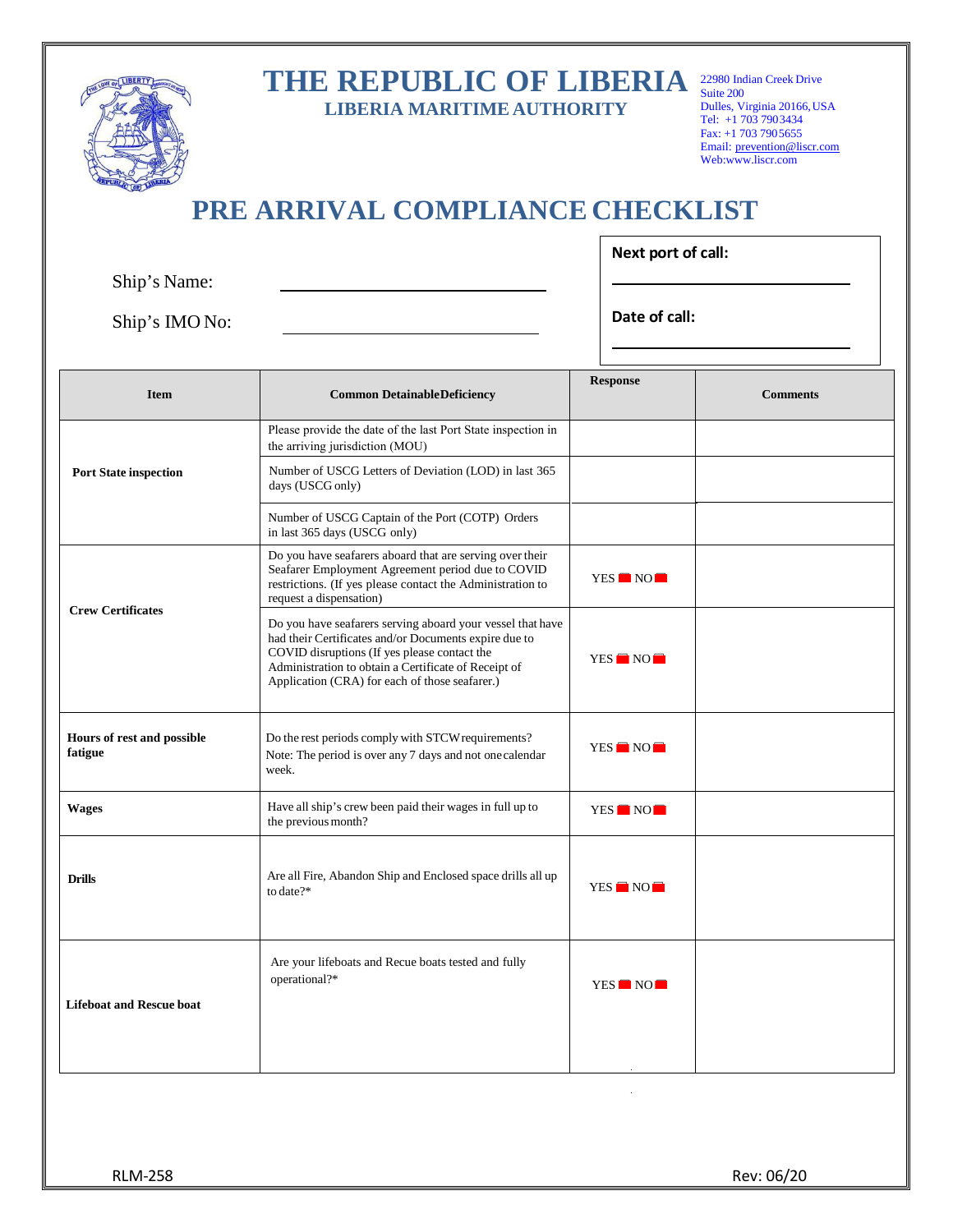# THE REPUBLIC OF LIBERIA

## LIBERIA MARITIME AUTHORITY

22980 Indian Creek Drive
Suite 200
Dulles, Virginia 20166, USA
Tel: +1 703 790 3434
Fax: +1 703 790 5655
Email: prevention@liscr.com
Web: www.liscr.com

# PRE ARRIVAL COMPLIANCE CHECKLIST

Ship's Name: ______________________________

Ship's IMO No: ______________________________

**Next port of call:** ______________________________

**Date of call:** ______________________________

| Item | Common Detainable Deficiency | Response | Comments |
|---|---|---|---|
| **Port State inspection** | Please provide the date of the last Port State inspection in the arriving jurisdiction (MOU) | | |
| | Number of USCG Letters of Deviation (LOD) in last 365 days (USCG only) | | |
| | Number of USCG Captain of the Port (COTP) Orders in last 365 days (USCG only) | | |
| **Crew Certificates** | Do you have seafarers aboard that are serving over their Seafarer Employment Agreement period due to COVID restrictions. (If yes please contact the Administration to request a dispensation) | YES ☐ NO ☐ | |
| | Do you have seafarers serving aboard your vessel that have had their Certificates and/or Documents expire due to COVID disruptions (If yes please contact the Administration to obtain a Certificate of Receipt of Application (CRA) for each of those seafarer.) | YES ☐ NO ☐ | |
| **Hours of rest and possible fatigue** | Do the rest periods comply with STCW requirements? Note: The period is over any 7 days and not one calendar week. | YES ☐ NO ☐ | |
| **Wages** | Have all ship's crew been paid their wages in full up to the previous month? | YES ☐ NO ☐ | |
| **Drills** | Are all Fire, Abandon Ship and Enclosed space drills all up to date?* | YES ☐ NO ☐ | |
| **Lifeboat and Rescue boat** | Are your lifeboats and Recue boats tested and fully operational?* | YES ☐ NO ☐ | |

RLM-258 Rev: 06/20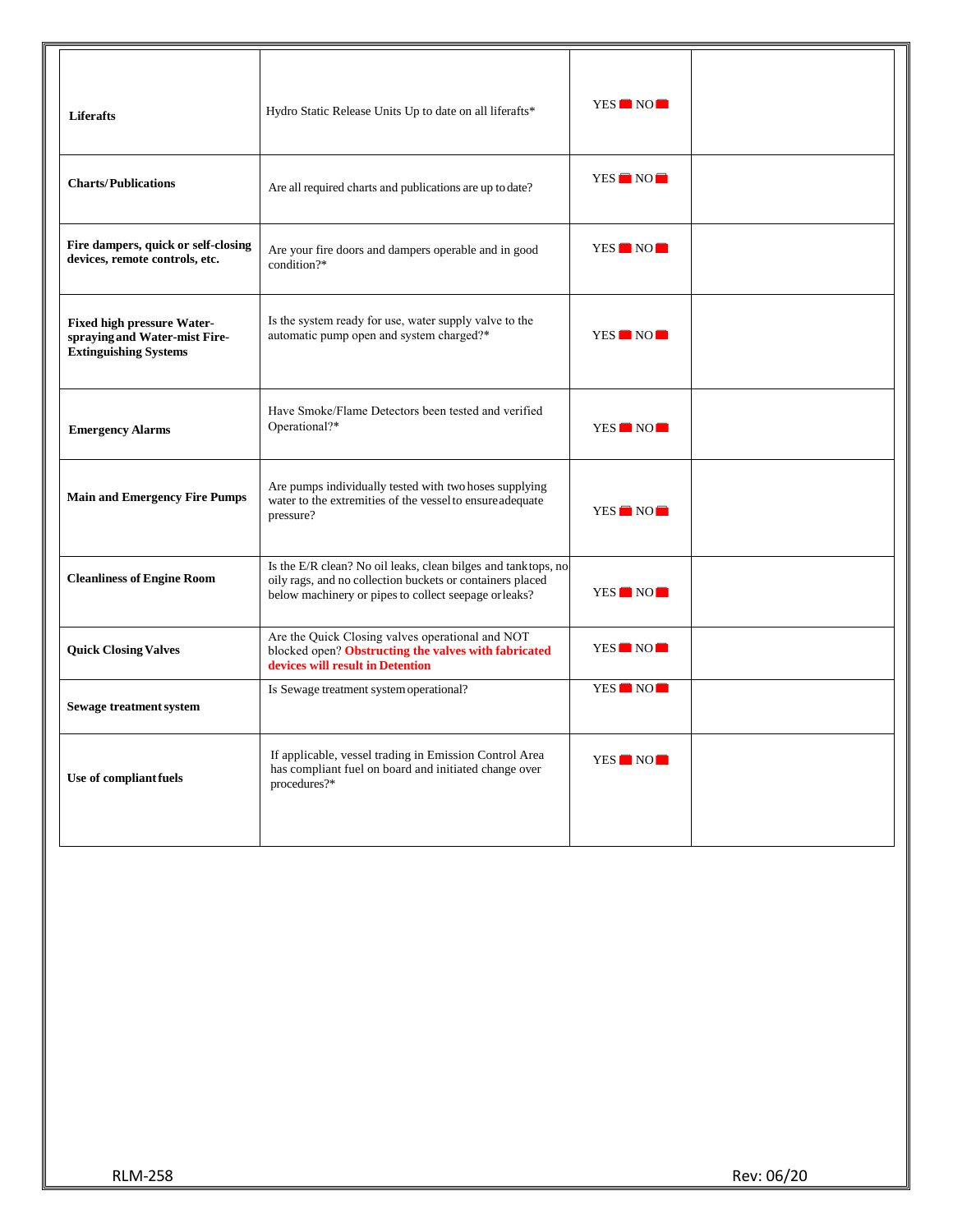| | | | |
|---|---|---|---|
| **Liferafts** | Hydro Static Release Units Up to date on all liferafts* | YES ☐ NO ☐ | |
| **Charts/Publications** | Are all required charts and publications are up to date? | YES ☐ NO ☐ | |
| **Fire dampers, quick or self-closing devices, remote controls, etc.** | Are your fire doors and dampers operable and in good condition?* | YES ☐ NO ☐ | |
| **Fixed high pressure Water-spraying and Water-mist Fire-Extinguishing Systems** | Is the system ready for use, water supply valve to the automatic pump open and system charged?* | YES ☐ NO ☐ | |
| **Emergency Alarms** | Have Smoke/Flame Detectors been tested and verified Operational?* | YES ☐ NO ☐ | |
| **Main and Emergency Fire Pumps** | Are pumps individually tested with two hoses supplying water to the extremities of the vessel to ensure adequate pressure? | YES ☐ NO ☐ | |
| **Cleanliness of Engine Room** | Is the E/R clean? No oil leaks, clean bilges and tank tops, no oily rags, and no collection buckets or containers placed below machinery or pipes to collect seepage or leaks? | YES ☐ NO ☐ | |
| **Quick Closing Valves** | Are the Quick Closing valves operational and NOT blocked open? **Obstructing the valves with fabricated devices will result in Detention** | YES ☐ NO ☐ | |
| **Sewage treatment system** | Is Sewage treatment system operational? | YES ☐ NO ☐ | |
| **Use of compliant fuels** | If applicable, vessel trading in Emission Control Area has compliant fuel on board and initiated change over procedures?* | YES ☐ NO ☐ | |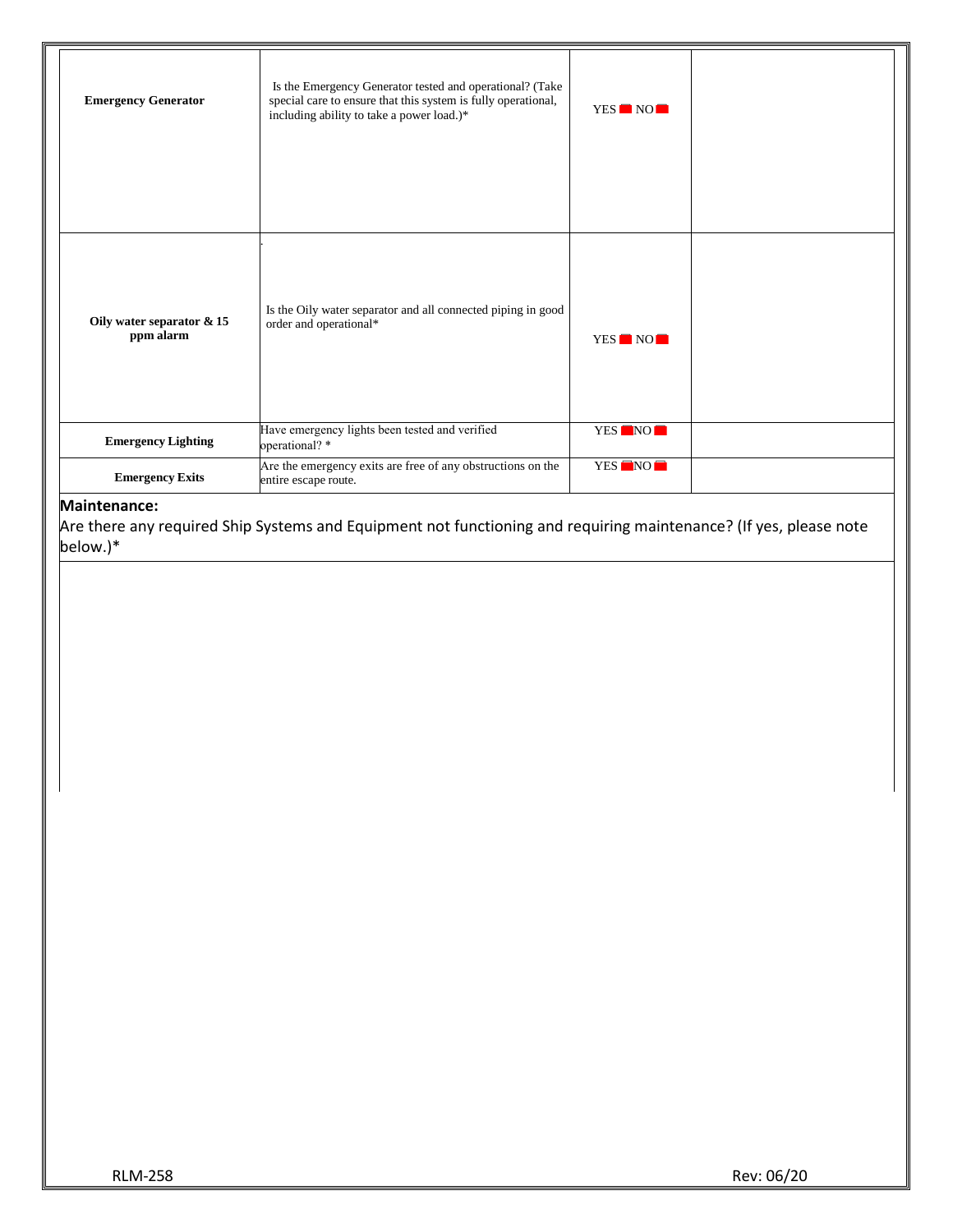| | | | |
|---|---|---|---|
| **Emergency Generator** | Is the Emergency Generator tested and operational? (Take special care to ensure that this system is fully operational, including ability to take a power load.)* | YES ☐ NO ☐ | |
| **Oily water separator & 15 ppm alarm** | Is the Oily water separator and all connected piping in good order and operational* | YES ☐ NO ☐ | |
| **Emergency Lighting** | Have emergency lights been tested and verified operational? * | YES ☐ NO ☐ | |
| **Emergency Exits** | Are the emergency exits are free of any obstructions on the entire escape route. | YES ☐ NO ☐ | |

**Maintenance:**

Are there any required Ship Systems and Equipment not functioning and requiring maintenance? (If yes, please note below.)*

RLM-258 Rev: 06/20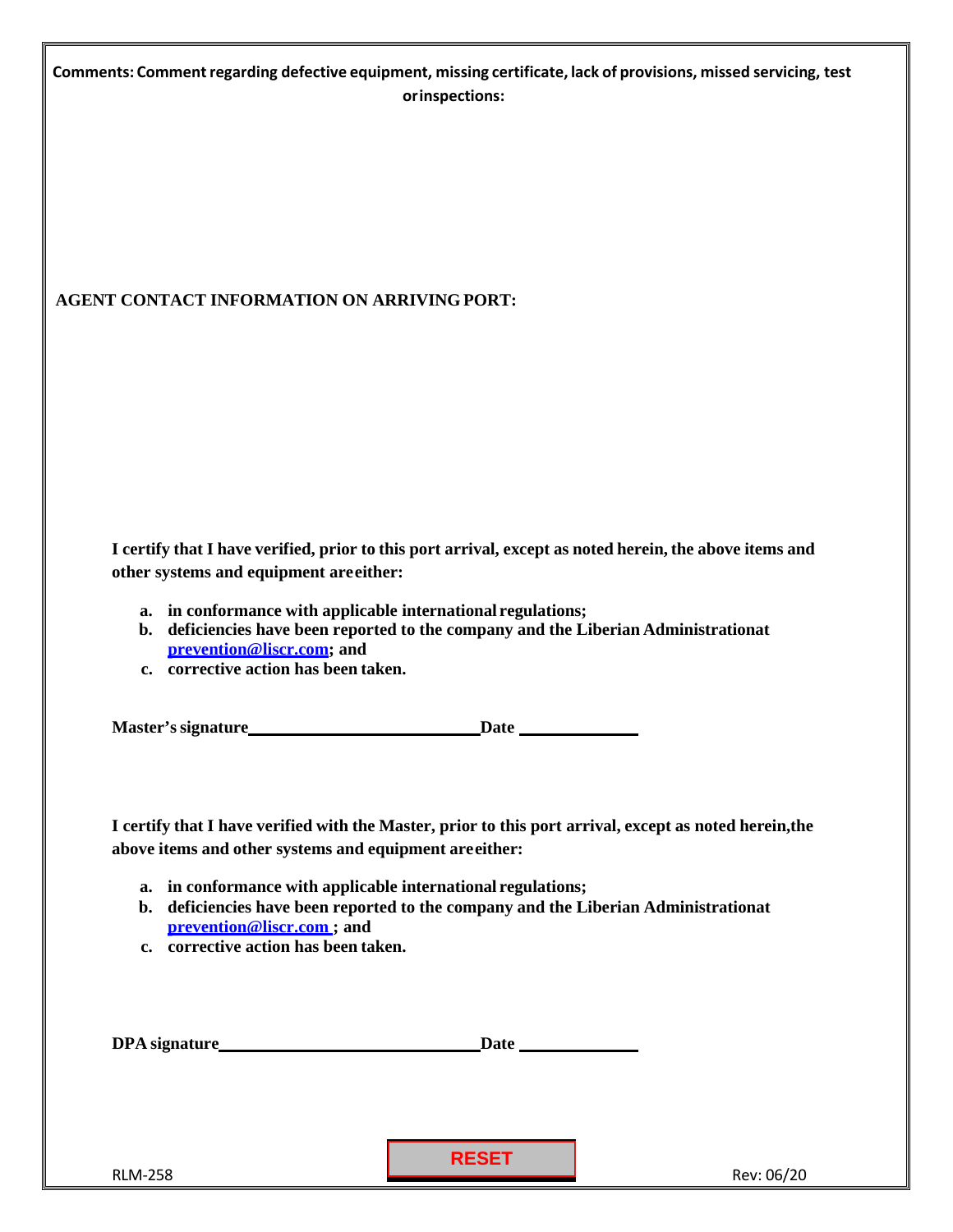**Comments: Comment regarding defective equipment, missing certificate, lack of provisions, missed servicing, test or inspections:**

**AGENT CONTACT INFORMATION ON ARRIVING PORT:**

**I certify that I have verified, prior to this port arrival, except as noted herein, the above items and other systems and equipment are either:**

- **a. in conformance with applicable international regulations;**
- **b. deficiencies have been reported to the company and the Liberian Administration at prevention@liscr.com; and**
- **c. corrective action has been taken.**

**Master's signature**\_\_\_\_\_\_\_\_\_\_\_\_\_\_\_\_\_\_\_\_\_\_\_\_\_\_\_\_ **Date** \_\_\_\_\_\_\_\_\_\_\_\_\_\_

**I certify that I have verified with the Master, prior to this port arrival, except as noted herein, the above items and other systems and equipment are either:**

- **a. in conformance with applicable international regulations;**
- **b. deficiencies have been reported to the company and the Liberian Administration at prevention@liscr.com ; and**
- **c. corrective action has been taken.**

**DPA signature**\_\_\_\_\_\_\_\_\_\_\_\_\_\_\_\_\_\_\_\_\_\_\_\_\_\_\_\_\_\_\_\_ **Date** \_\_\_\_\_\_\_\_\_\_\_\_\_\_

RLM-258 RESET Rev: 06/20